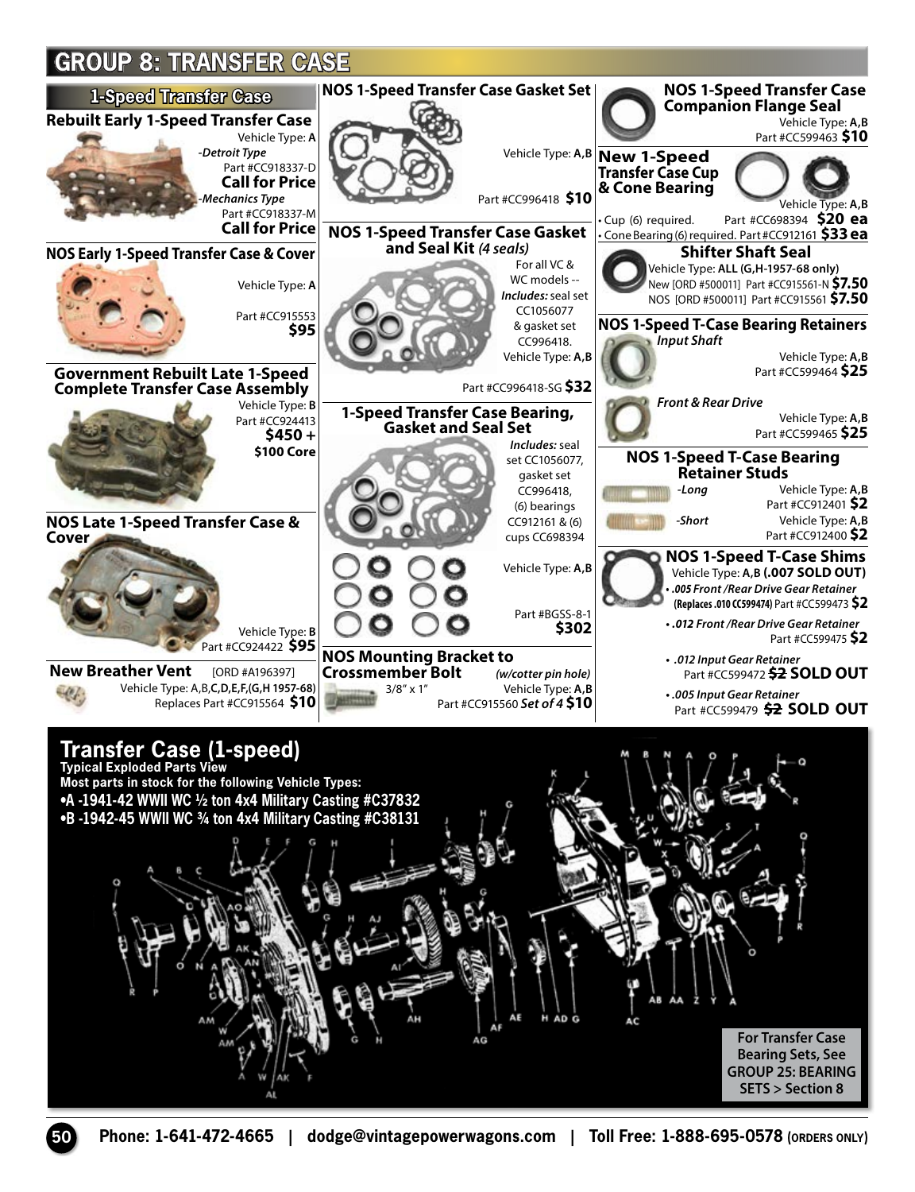# GROUP 8: TRANSFER CASE

## 1-Speed Transfer Case

### Rebuilt Early 1-Speed Transfer Case

Vehicle Type: **A**

*-Detroit Type*
Part #CC918337-D
**Call for Price**

*-Mechanics Type*
Part #CC918337-M
**Call for Price**

### NOS Early 1-Speed Transfer Case & Cover

Vehicle Type: **A**
Part #CC915553 **$95**

### Government Rebuilt Late 1-Speed Complete Transfer Case Assembly

Vehicle Type: **B**
Part #CC924413 **$450 +**
**$100 Core**

### NOS Late 1-Speed Transfer Case & Cover

Vehicle Type: **B**
Part #CC924422 **$95**

### New Breather Vent

[ORD #A196397]
Vehicle Type: A,B,**C,D,E,F,(G,H 1957-68)**
Replaces Part #CC915564 **$10**

### NOS 1-Speed Transfer Case Gasket Set

Vehicle Type: **A,B**
Part #CC996418 **$10**

### NOS 1-Speed Transfer Case Gasket and Seal Kit *(4 seals)*

For all VC & WC models -- ***Includes:*** seal set CC1056077 & gasket set CC996418.
Vehicle Type: **A,B**
Part #CC996418-SG **$32**

### 1-Speed Transfer Case Bearing, Gasket and Seal Set

***Includes:*** seal set CC1056077, gasket set CC996418, (6) bearings CC912161 & (6) cups CC698394
Vehicle Type: **A,B**
Part #BGSS-8-1 **$302**

### NOS Mounting Bracket to Crossmember Bolt

*(w/cotter pin hole)*
3/8" x 1"
Vehicle Type: **A,B**
Part #CC915560 ***Set of 4*** **$10**

### NOS 1-Speed Transfer Case Companion Flange Seal

Vehicle Type: **A,B**
Part #CC599463 **$10**

### New 1-Speed Transfer Case Cup & Cone Bearing

Vehicle Type: **A,B**
- Cup (6) required. Part #CC698394 **$20 ea**
- Cone Bearing (6) required. Part #CC912161 **$33 ea**

### Shifter Shaft Seal

Vehicle Type: **ALL (G,H-1957-68 only)**
New [ORD #500011] Part #CC915561-N **$7.50**
NOS [ORD #500011] Part #CC915561 **$7.50**

### NOS 1-Speed T-Case Bearing Retainers

*Input Shaft*
Vehicle Type: **A,B**
Part #CC599464 **$25**

*Front & Rear Drive*
Vehicle Type: **A,B**
Part #CC599465 **$25**

### NOS 1-Speed T-Case Bearing Retainer Studs

*-Long* Vehicle Type: **A,B**
Part #CC912401 **$2**

*-Short* Vehicle Type: **A,B**
Part #CC912400 **$2**

### NOS 1-Speed T-Case Shims

Vehicle Type: **A,B (.007 SOLD OUT)**

- ***.005 Front /Rear Drive Gear Retainer*** **(Replaces .010 CC599474)** Part #CC599473 **$2**
- ***.012 Front /Rear Drive Gear Retainer*** Part #CC599475 **$2**
- ***.012 Input Gear Retainer*** Part #CC599472 **~~$2~~ SOLD OUT**
- ***.005 Input Gear Retainer*** Part #CC599479 **~~$2~~ SOLD OUT**

## Transfer Case (1-speed)

**Typical Exploded Parts View**
**Most parts in stock for the following Vehicle Types:**
- **A -1941-42 WWII WC ½ ton 4x4 Military Casting #C37832**
- **B -1942-45 WWII WC ¾ ton 4x4 Military Casting #C38131**

**For Transfer Case Bearing Sets, See GROUP 25: BEARING SETS > Section 8**

Phone: 1-641-472-4665 | dodge@vintagepowerwagons.com | Toll Free: 1-888-695-0578 (ORDERS ONLY)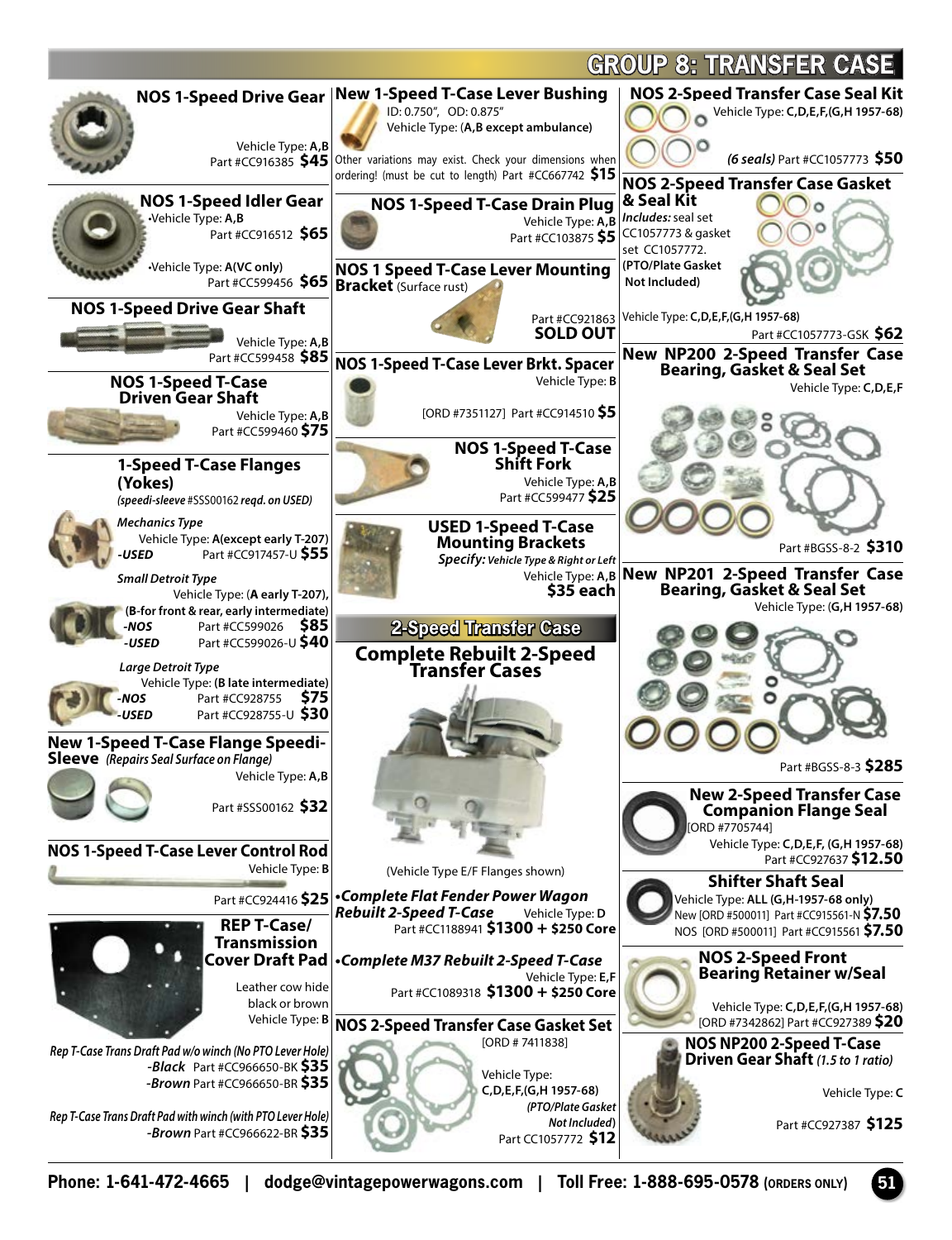# GROUP 8: TRANSFER CASE

## NOS 1-Speed Drive Gear

Vehicle Type: **A,B**
Part #CC916385 **$45**

## NOS 1-Speed Idler Gear

•Vehicle Type: **A,B**
Part #CC916512 **$65**

•Vehicle Type: **A(VC only)**
Part #CC599456 **$65**

## NOS 1-Speed Drive Gear Shaft

Vehicle Type: **A,B**
Part #CC599458 **$85**

## NOS 1-Speed T-Case Driven Gear Shaft

Vehicle Type: **A,B**
Part #CC599460 **$75**

## 1-Speed T-Case Flanges (Yokes)

*(speedi-sleeve #SSS00162 reqd. on USED)*

***Mechanics Type***
Vehicle Type: **A(except early T-207)**
***-USED*** Part #CC917457-U **$55**

***Small Detroit Type***
Vehicle Type: (**A early T-207), (B-for front & rear, early intermediate)**
***-NOS*** Part #CC599026 **$85**
***-USED*** Part #CC599026-U **$40**

***Large Detroit Type***
Vehicle Type: **(B late intermediate)**
***-NOS*** Part #CC928755 **$75**
***-USED*** Part #CC928755-U **$30**

## New 1-Speed T-Case Flange Speedi-Sleeve *(Repairs Seal Surface on Flange)*

Vehicle Type: **A,B**
Part #SSS00162 **$32**

## NOS 1-Speed T-Case Lever Control Rod

Vehicle Type: **B**
Part #CC924416 **$25**

## REP T-Case/ Transmission Cover Draft Pad

Leather cow hide black or brown
Vehicle Type: **B**

*Rep T-Case Trans Draft Pad w/o winch (No PTO Lever Hole)*
***-Black*** Part #CC966650-BK **$35**
***-Brown*** Part #CC966650-BR **$35**

*Rep T-Case Trans Draft Pad with winch (with PTO Lever Hole)*
***-Brown*** Part #CC966622-BR **$35**

## New 1-Speed T-Case Lever Bushing

ID: 0.750", OD: 0.875"
Vehicle Type: (**A,B except ambulance)**

Other variations may exist. Check your dimensions when ordering! (must be cut to length) Part #CC667742 **$15**

## NOS 1-Speed T-Case Drain Plug

Vehicle Type: **A,B**
Part #CC103875 **$5**

## NOS 1 Speed T-Case Lever Mounting Bracket (Surface rust)

Part #CC921863 **SOLD OUT**

## NOS 1-Speed T-Case Lever Brkt. Spacer

Vehicle Type: **B**
[ORD #7351127] Part #CC914510 **$5**

## NOS 1-Speed T-Case Shift Fork

Vehicle Type: **A,B**
Part #CC599477 **$25**

## USED 1-Speed T-Case Mounting Brackets

***Specify:*** *Vehicle Type & Right or Left*
Vehicle Type: **A,B**
**$35 each**

# 2-Speed Transfer Case

## Complete Rebuilt 2-Speed Transfer Cases

(Vehicle Type E/F Flanges shown)

***•Complete Flat Fender Power Wagon Rebuilt 2-Speed T-Case*** Vehicle Type: **D**
Part #CC1188941 **$1300 + $250 Core**

***•Complete M37 Rebuilt 2-Speed T-Case***
Vehicle Type: **E,F**
Part #CC1089318 **$1300 + $250 Core**

## NOS 2-Speed Transfer Case Gasket Set

[ORD # 7411838]
Vehicle Type: **C,D,E,F,(G,H 1957-68)**
***(PTO/Plate Gasket Not Included)***
Part CC1057772 **$12**

## NOS 2-Speed Transfer Case Seal Kit

Vehicle Type: **C,D,E,F,(G,H 1957-68)**
***(6 seals)*** Part #CC1057773 **$50**

## NOS 2-Speed Transfer Case Gasket & Seal Kit

***Includes:*** seal set CC1057773 & gasket set CC1057772.
**(PTO/Plate Gasket Not Included)**
Vehicle Type: **C,D,E,F,(G,H 1957-68)**
Part #CC1057773-GSK **$62**

## New NP200 2-Speed Transfer Case Bearing, Gasket & Seal Set

Vehicle Type: **C,D,E,F**
Part #BGSS-8-2 **$310**

## New NP201 2-Speed Transfer Case Bearing, Gasket & Seal Set

Vehicle Type: (**G,H 1957-68)**
Part #BGSS-8-3 **$285**

## New 2-Speed Transfer Case Companion Flange Seal

[ORD #7705744]
Vehicle Type: **C,D,E,F, (G,H 1957-68)**
Part #CC927637 **$12.50**

## Shifter Shaft Seal

Vehicle Type: **ALL (G,H-1957-68 only)**
New [ORD #500011] Part #CC915561-N **$7.50**
NOS [ORD #500011] Part #CC915561 **$7.50**

## NOS 2-Speed Front Bearing Retainer w/Seal

Vehicle Type: **C,D,E,F,(G,H 1957-68)**
[ORD #7342862] Part #CC927389 **$20**

## NOS NP200 2-Speed T-Case Driven Gear Shaft *(1.5 to 1 ratio)*

Vehicle Type: **C**
Part #CC927387 **$125**

**Phone: 1-641-472-4665 | dodge@vintagepowerwagons.com | Toll Free: 1-888-695-0578 (ORDERS ONLY)**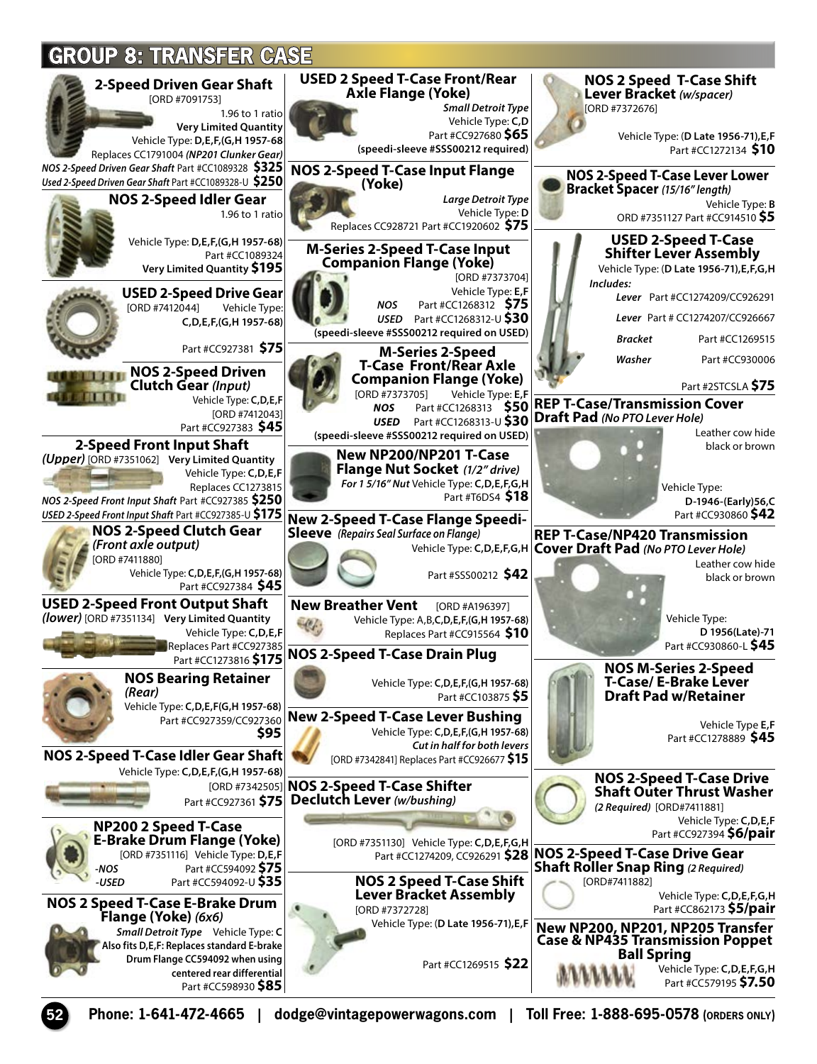# GROUP 8: TRANSFER CASE

### 2-Speed Driven Gear Shaft

[ORD #7091753]

1.96 to 1 ratio

**Very Limited Quantity**

Vehicle Type: **D,E,F,(G,H 1957-68)**

Replaces CC1791004 ***(NP201 Clunker Gear)***

*NOS 2-Speed Driven Gear Shaft* Part #CC1089328 **$325**

*Used 2-Speed Driven Gear Shaft* Part #CC1089328-U **$250**

### NOS 2-Speed Idler Gear

1.96 to 1 ratio

Vehicle Type: **D,E,F,(G,H 1957-68)**

Part #CC1089324

**Very Limited Quantity $195**

### USED 2-Speed Drive Gear

[ORD #7412044] Vehicle Type: **C,D,E,F,(G,H 1957-68)**

Part #CC927381 **$75**

### NOS 2-Speed Driven Clutch Gear *(Input)*

Vehicle Type: **C,D,E,F**

[ORD #7412043]

Part #CC927383 **$45**

### 2-Speed Front Input Shaft

***(Upper)*** [ORD #7351062] **Very Limited Quantity**

Vehicle Type: **C,D,E,F**

Replaces CC1273815

*NOS 2-Speed Front Input Shaft* Part #CC927385 **$250**

*USED 2-Speed Front Input Shaft* Part #CC927385-U **$175**

### NOS 2-Speed Clutch Gear *(Front axle output)*

[ORD #7411880]

Vehicle Type: **C,D,E,F,(G,H 1957-68)**

Part #CC927384 **$45**

### USED 2-Speed Front Output Shaft

***(lower)*** [ORD #7351134] **Very Limited Quantity**

Vehicle Type: **C,D,E,F**

Replaces Part #CC927385

Part #CC1273816 **$175**

### NOS Bearing Retainer *(Rear)*

Vehicle Type: **C,D,E,F(G,H 1957-68)**

Part #CC927359/CC927360

**$95**

### NOS 2-Speed T-Case Idler Gear Shaft

Vehicle Type: **C,D,E,F,(G,H 1957-68)**

[ORD #7342505]

Part #CC927361 **$75**

### NP200 2 Speed T-Case E-Brake Drum Flange (Yoke)

[ORD #7351116] Vehicle Type: **D,E,F**

*-NOS* Part #CC594092 **$75**

*-USED* Part #CC594092-U **$35**

### NOS 2 Speed T-Case E-Brake Drum Flange (Yoke) *(6x6)*

***Small Detroit Type*** Vehicle Type: **C**

**Also fits D,E,F: Replaces standard E-brake Drum Flange CC594092 when using centered rear differential**

Part #CC598930 **$85**

### USED 2 Speed T-Case Front/Rear Axle Flange (Yoke)

***Small Detroit Type***

Vehicle Type: **C,D**

Part #CC927680 **$65**

**(speedi-sleeve #SSS00212 required)**

### NOS 2-Speed T-Case Input Flange (Yoke)

***Large Detroit Type***

Vehicle Type: **D**

Replaces CC928721 Part #CC1920602 **$75**

### M-Series 2-Speed T-Case Input Companion Flange (Yoke)

[ORD #7373704]

Vehicle Type: **E,F**

***NOS*** Part #CC1268312 **$75**

***USED*** Part #CC1268312-U **$30**

**(speedi-sleeve #SSS00212 required on USED)**

### M-Series 2-Speed T-Case Front/Rear Axle Companion Flange (Yoke)

[ORD #7373705] Vehicle Type: **E,F**

***NOS*** Part #CC1268313 **$50**

***USED*** Part #CC1268313-U **$30**

**(speedi-sleeve #SSS00212 required on USED)**

### New NP200/NP201 T-Case Flange Nut Socket *(1/2" drive)*

***For 1 5/16" Nut*** Vehicle Type: **C,D,E,F,G,H**

Part #T6DS4 **$18**

### New 2-Speed T-Case Flange Speedi-Sleeve *(Repairs Seal Surface on Flange)*

Vehicle Type: **C,D,E,F,G,H**

Part #SSS00212 **$42**

### New Breather Vent

[ORD #A196397]

Vehicle Type: A,B,**C,D,E,F,(G,H 1957-68)**

Replaces Part #CC915564 **$10**

### NOS 2-Speed T-Case Drain Plug

Vehicle Type: **C,D,E,F,(G,H 1957-68)**

Part #CC103875 **$5**

### New 2-Speed T-Case Lever Bushing

Vehicle Type: **C,D,E,F,(G,H 1957-68)**

***Cut in half for both levers***

[ORD #7342841] Replaces Part #CC926677 **$15**

### NOS 2-Speed T-Case Shifter Declutch Lever *(w/bushing)*

[ORD #7351130] Vehicle Type: **C,D,E,F,G,H**

Part #CC1274209, CC926291 **$28**

### NOS 2 Speed T-Case Shift Lever Bracket Assembly

[ORD #7372728]

Vehicle Type: (**D Late 1956-71),E,F**

Part #CC1269515 **$22**

### NOS 2 Speed T-Case Shift Lever Bracket *(w/spacer)*

[ORD #7372676]

Vehicle Type: (**D Late 1956-71),E,F**

Part #CC1272134 **$10**

### NOS 2-Speed T-Case Lever Lower Bracket Spacer *(15/16" length)*

Vehicle Type: **B**

ORD #7351127 Part #CC914510 **$5**

### USED 2-Speed T-Case Shifter Lever Assembly

Vehicle Type: (**D Late 1956-71),E,F,G,H**

***Includes:***

- ***Lever*** Part #CC1274209/CC926291
- ***Lever*** Part # CC1274207/CC926667
- ***Bracket*** Part #CC1269515
- ***Washer*** Part #CC930006

Part #2STCSLA **$75**

### REP T-Case/Transmission Cover Draft Pad *(No PTO Lever Hole)*

Leather cow hide black or brown

Vehicle Type: **D-1946-(Early)56,C**

Part #CC930860 **$42**

### REP T-Case/NP420 Transmission Cover Draft Pad *(No PTO Lever Hole)*

Leather cow hide black or brown

Vehicle Type: **D 1956(Late)-71**

Part #CC930860-L **$45**

### NOS M-Series 2-Speed T-Case/ E-Brake Lever Draft Pad w/Retainer

Vehicle Type **E,F**

Part #CC1278889 **$45**

### NOS 2-Speed T-Case Drive Shaft Outer Thrust Washer

***(2 Required)*** [ORD#7411881]

Vehicle Type: **C,D,E,F**

Part #CC927394 **$6/pair**

### NOS 2-Speed T-Case Drive Gear Shaft Roller Snap Ring *(2 Required)*

[ORD#7411882]

Vehicle Type: **C,D,E,F,G,H**

Part #CC862173 **$5/pair**

### New NP200, NP201, NP205 Transfer Case & NP435 Transmission Poppet Ball Spring

Vehicle Type: **C,D,E,F,G,H**

Part #CC579195 **$7.50**

**Phone: 1-641-472-4665 | dodge@vintagepowerwagons.com | Toll Free: 1-888-695-0578 (ORDERS ONLY)**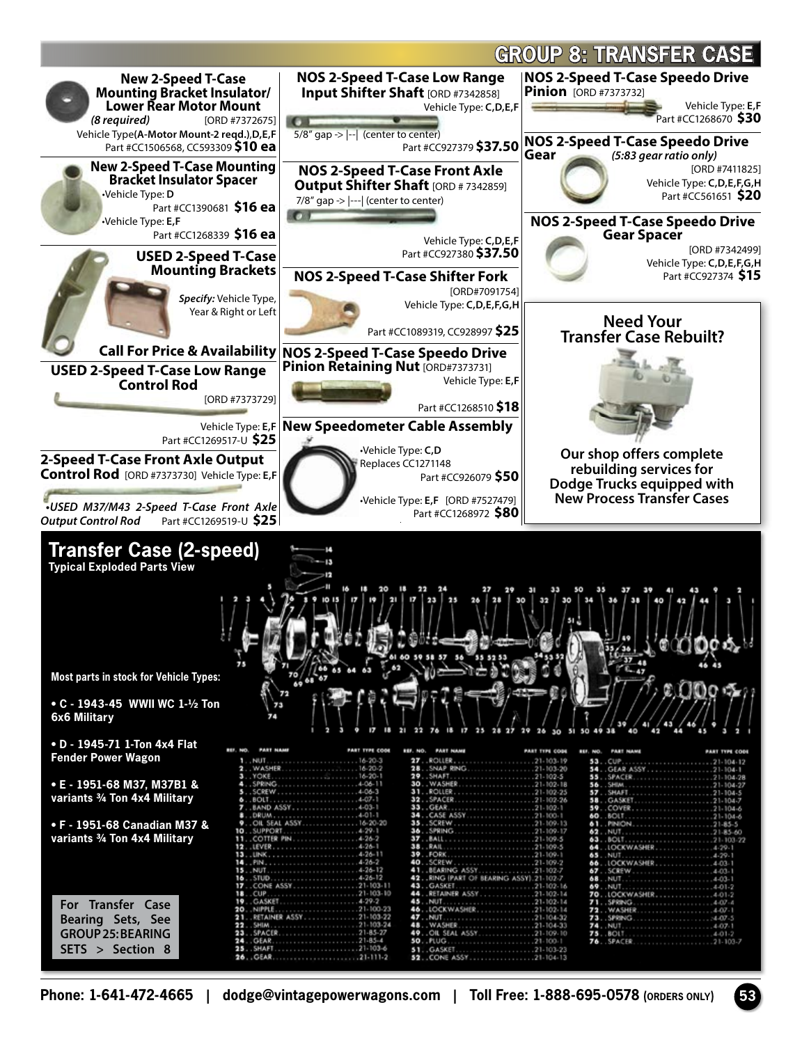# GROUP 8: TRANSFER CASE

### New 2-Speed T-Case Mounting Bracket Insulator/ Lower Rear Motor Mount

*(8 required)* [ORD #7372675]

Vehicle Type(**A-Motor Mount-2 reqd.**),**D,E,F**

Part #CC1506568, CC593309 **$10 ea**

### New 2-Speed T-Case Mounting Bracket Insulator Spacer

- Vehicle Type: **D**
  Part #CC1390681 **$16 ea**
- Vehicle Type: **E,F**
  Part #CC1268339 **$16 ea**

### USED 2-Speed T-Case Mounting Brackets

***Specify:*** Vehicle Type, Year & Right or Left

**Call For Price & Availability**

### USED 2-Speed T-Case Low Range Control Rod

[ORD #7373729]

Vehicle Type: **E,F**

Part #CC1269517-U **$25**

### 2-Speed T-Case Front Axle Output Control Rod

[ORD #7373730] Vehicle Type: **E,F**

- ***USED M37/M43 2-Speed T-Case Front Axle Output Control Rod*** Part #CC1269519-U **$25**

### NOS 2-Speed T-Case Low Range Input Shifter Shaft

[ORD #7342858]

Vehicle Type: **C,D,E,F**

5/8" gap -> |--| (center to center)

Part #CC927379 **$37.50**

### NOS 2-Speed T-Case Front Axle Output Shifter Shaft

[ORD # 7342859]

7/8" gap -> |---| (center to center)

Vehicle Type: **C,D,E,F**

Part #CC927380 **$37.50**

### NOS 2-Speed T-Case Shifter Fork

[ORD#7091754]

Vehicle Type: **C,D,E,F,G,H**

Part #CC1089319, CC928997 **$25**

### NOS 2-Speed T-Case Speedo Drive Pinion Retaining Nut

[ORD#7373731]

Vehicle Type: **E,F**

Part #CC1268510 **$18**

### New Speedometer Cable Assembly

- Vehicle Type: **C,D**
  Replaces CC1271148
  Part #CC926079 **$50**
- Vehicle Type: **E,F** [ORD #7527479]
  Part #CC1268972 **$80**

### NOS 2-Speed T-Case Speedo Drive Pinion

[ORD #7373732]

Vehicle Type: **E,F**

Part #CC1268670 **$30**

### NOS 2-Speed T-Case Speedo Drive Gear

*(5:83 gear ratio only)*

[ORD #7411825]

Vehicle Type: **C,D,E,F,G,H**

Part #CC561651 **$20**

### NOS 2-Speed T-Case Speedo Drive Gear Spacer

[ORD #7342499]

Vehicle Type: **C,D,E,F,G,H**

Part #CC927374 **$15**

### Need Your Transfer Case Rebuilt?

**Our shop offers complete rebuilding services for Dodge Trucks equipped with New Process Transfer Cases**

## Transfer Case (2-speed)

**Typical Exploded Parts View**

**Most parts in stock for Vehicle Types:**

- **C - 1943-45 WWII WC 1-½ Ton 6x6 Military**
- **D - 1945-71 1-Ton 4x4 Flat Fender Power Wagon**
- **E - 1951-68 M37, M37B1 & variants ¾ Ton 4x4 Military**
- **F - 1951-68 Canadian M37 & variants ¾ Ton 4x4 Military**

**For Transfer Case Bearing Sets, See GROUP 25: BEARING SETS > Section 8**

| REF. NO. | PART NAME | PART TYPE CODE |
|---|---|---|
| 1 | NUT | 16-20-3 |
| 2 | WASHER | 16-20-2 |
| 3 | YOKE | 16-20-1 |
| 4 | SPRING | 4-06-11 |
| 5 | SCREW | 4-06-3 |
| 6 | BOLT | 4-07-1 |
| 7 | BAND ASSY | 4-03-1 |
| 8 | DRUM | 4-01-1 |
| 9 | OIL SEAL ASSY | 16-20-20 |
| 10 | SUPPORT | 4-29-1 |
| 11 | COTTER PIN | 4-26-2 |
| 12 | LEVER | 4-26-1 |
| 13 | LINK | 4-26-11 |
| 14 | PIN | 4-26-2 |
| 15 | NUT | 4-26-12 |
| 16 | STUD | 4-26-12 |
| 17 | CONE ASSY | 21-103-11 |
| 18 | CUP | 21-103-10 |
| 19 | GASKET | 4-29-2 |
| 20 | NIPPLE | 21-100-23 |
| 21 | RETAINER ASSY | 21-103-22 |
| 22 | SHIM | 21-103-24 |
| 23 | SPACER | 21-85-27 |
| 24 | GEAR | 21-85-4 |
| 25 | SHAFT | 21-103-6 |
| 26 | GEAR | 21-111-2 |
| 27 | ROLLER | 21-103-19 |
| 28 | SNAP RING | 21-103-20 |
| 29 | SHAFT | 21-102-5 |
| 30 | WASHER | 21-102-18 |
| 31 | ROLLER | 21-102-25 |
| 32 | SPACER | 21-102-26 |
| 33 | GEAR | 21-102-1 |
| 34 | CASE ASSY | 21-100-1 |
| 35 | SCREW | 21-109-13 |
| 36 | SPRING | 21-109-17 |
| 37 | BALL | 21-109-5 |
| 38 | RAIL | 21-109-5 |
| 39 | FORK | 21-109-1 |
| 40 | SCREW | 21-109-2 |
| 41 | BEARING ASSY | 21-102-7 |
| 42 | RING (PART OF BEARING ASSY) | 21-102-7 |
| 43 | GASKET | 21-102-16 |
| 44 | RETAINER ASSY | 21-102-14 |
| 45 | NUT | 21-102-14 |
| 46 | LOCKWASHER | 21-102-14 |
| 47 | NUT | 21-104-32 |
| 48 | WASHER | 21-104-33 |
| 49 | OIL SEAL ASSY | 21-109-10 |
| 50 | PLUG | 21-100-1 |
| 51 | GASKET | 21-103-23 |
| 52 | CONE ASSY | 21-104-13 |
| 53 | CUP | 21-104-12 |
| 54 | GEAR ASSY | 21-104-1 |
| 55 | SPACER | 21-104-28 |
| 56 | SHIM | 21-104-27 |
| 57 | SHAFT | 21-104-5 |
| 58 | GASKET | 21-104-7 |
| 59 | COVER | 21-104-6 |
| 60 | BOLT | 21-104-6 |
| 61 | PINION | 21-85-5 |
| 62 | NUT | 21-85-60 |
| 63 | BOLT | 21-103-22 |
| 64 | LOCKWASHER | 4-29-1 |
| 65 | NUT | 4-29-1 |
| 66 | LOCKWASHER | 4-03-1 |
| 67 | SCREW | 4-03-1 |
| 68 | NUT | 4-03-1 |
| 69 | NUT | 4-01-2 |
| 70 | LOCKWASHER | 4-01-2 |
| 71 | SPRING | 4-07-4 |
| 72 | WASHER | 4-07-1 |
| 73 | SPRING | 4-07-5 |
| 74 | NUT | 4-07-1 |
| 75 | BOLT | 4-01-2 |
| 76 | SPACER | 21-103-7 |

Phone: 1-641-472-4665 | dodge@vintagepowerwagons.com | Toll Free: 1-888-695-0578 (ORDERS ONLY)